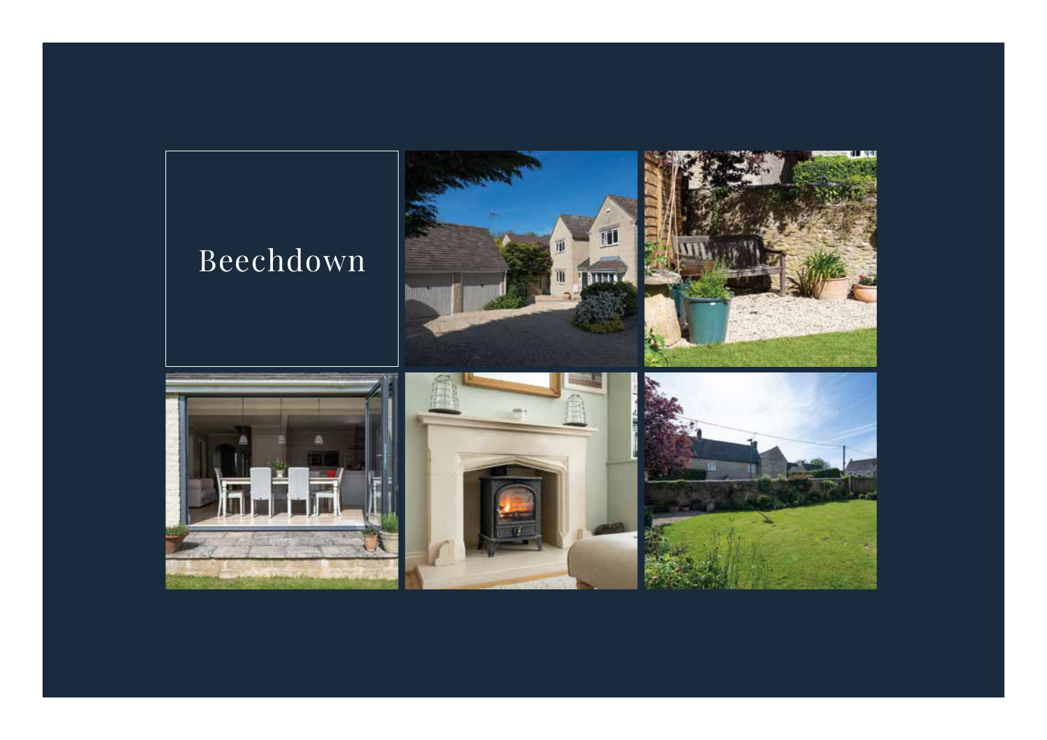# Beechdown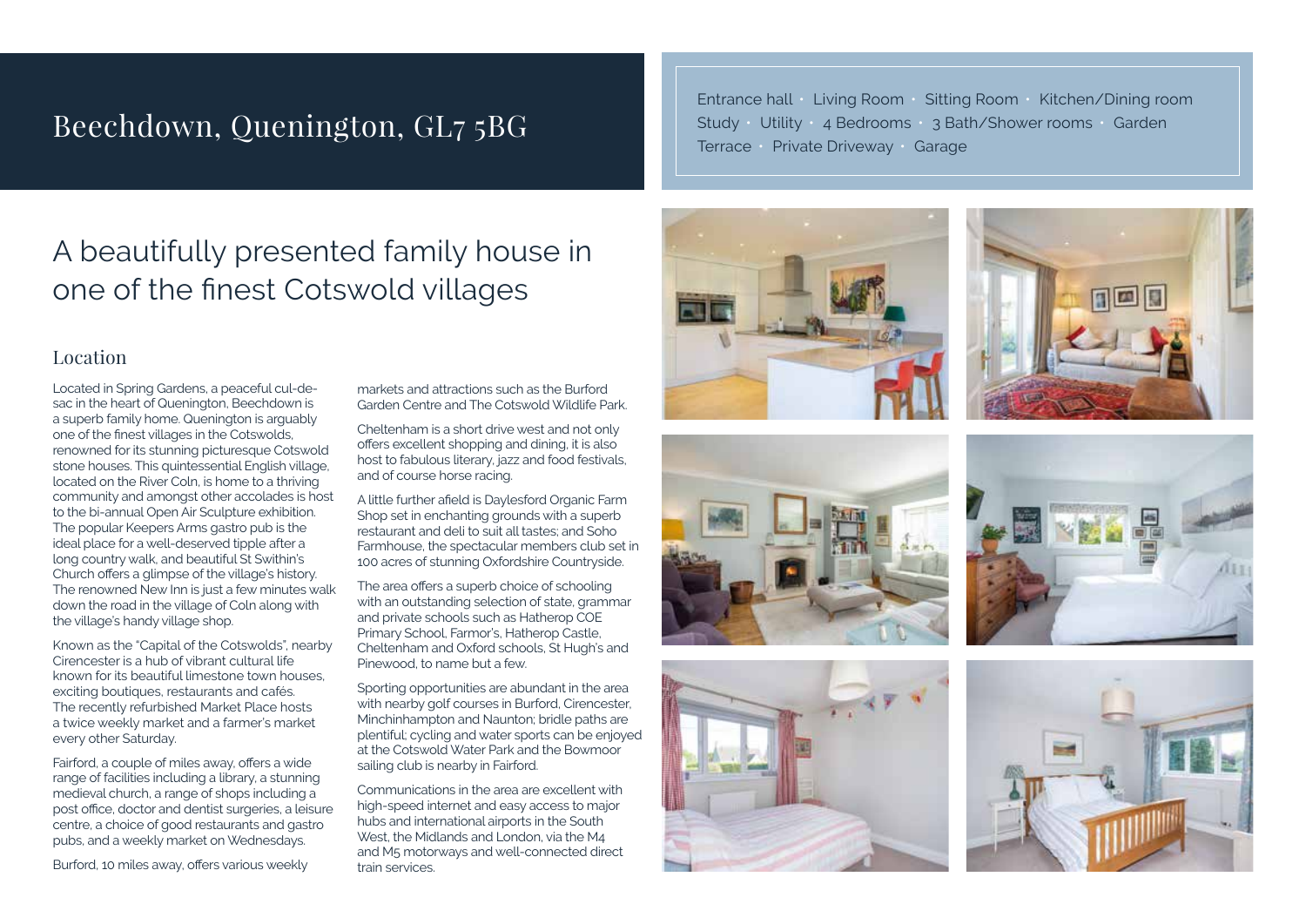# Beechdown, Quenington, GL7 5BG

Entrance hall · Living Room · Sitting Room · Kitchen/Dining room · Study · Utility · 4 Bedrooms · 3 Bath/Shower rooms · Garden · Terrace · Private Driveway · Garage

## A beautifully presented family house in one of the finest Cotswold villages

### Location

Located in Spring Gardens, a peaceful cul-de-sac in the heart of Quenington, Beechdown is a superb family home. Quenington is arguably one of the finest villages in the Cotswolds, renowned for its stunning picturesque Cotswold stone houses. This quintessential English village, located on the River Coln, is home to a thriving community and amongst other accolades is host to the bi-annual Open Air Sculpture exhibition. The popular Keepers Arms gastro pub is the ideal place for a well-deserved tipple after a long country walk, and beautiful St Swithin's Church offers a glimpse of the village's history. The renowned New Inn is just a few minutes walk down the road in the village of Coln along with the village's handy village shop.

Known as the "Capital of the Cotswolds", nearby Cirencester is a hub of vibrant cultural life known for its beautiful limestone town houses, exciting boutiques, restaurants and cafés. The recently refurbished Market Place hosts a twice weekly market and a farmer's market every other Saturday.

Fairford, a couple of miles away, offers a wide range of facilities including a library, a stunning medieval church, a range of shops including a post office, doctor and dentist surgeries, a leisure centre, a choice of good restaurants and gastro pubs, and a weekly market on Wednesdays.

Burford, 10 miles away, offers various weekly markets and attractions such as the Burford Garden Centre and The Cotswold Wildlife Park.

Cheltenham is a short drive west and not only offers excellent shopping and dining, it is also host to fabulous literary, jazz and food festivals, and of course horse racing.

A little further afield is Daylesford Organic Farm Shop set in enchanting grounds with a superb restaurant and deli to suit all tastes; and Soho Farmhouse, the spectacular members club set in 100 acres of stunning Oxfordshire Countryside.

The area offers a superb choice of schooling with an outstanding selection of state, grammar and private schools such as Hatherop COE Primary School, Farmor's, Hatherop Castle, Cheltenham and Oxford schools, St Hugh's and Pinewood, to name but a few.

Sporting opportunities are abundant in the area with nearby golf courses in Burford, Cirencester, Minchinhampton and Naunton; bridle paths are plentiful; cycling and water sports can be enjoyed at the Cotswold Water Park and the Bowmoor sailing club is nearby in Fairford.

Communications in the area are excellent with high-speed internet and easy access to major hubs and international airports in the South West, the Midlands and London, via the M4 and M5 motorways and well-connected direct train services.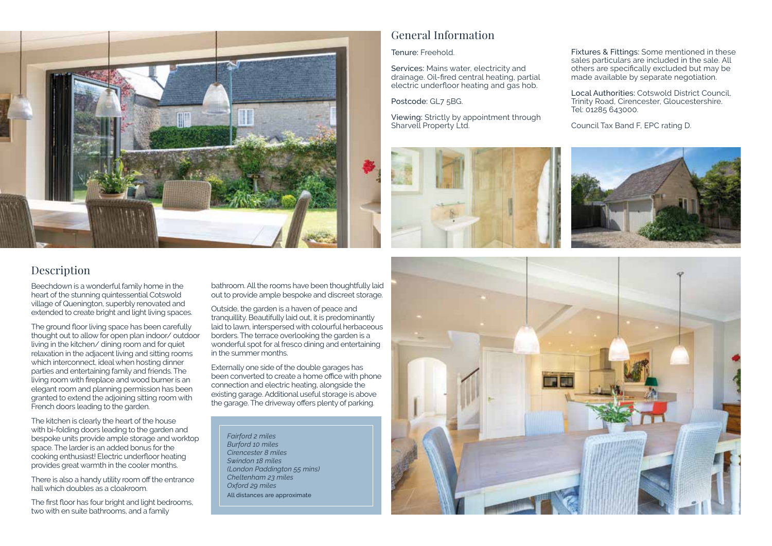## General Information

**Tenure:** Freehold.

**Services:** Mains water, electricity and drainage. Oil-fired central heating, partial electric underfloor heating and gas hob.

**Postcode:** GL7 5BG.

**Viewing:** Strictly by appointment through Sharvell Property Ltd.

**Fixtures & Fittings:** Some mentioned in these sales particulars are included in the sale. All others are specifically excluded but may be made available by separate negotiation.

**Local Authorities:** Cotswold District Council, Trinity Road, Cirencester, Gloucestershire. Tel: 01285 643000.

Council Tax Band F, EPC rating D.

## Description

Beechdown is a wonderful family home in the heart of the stunning quintessential Cotswold village of Quenington, superbly renovated and extended to create bright and light living spaces.

The ground floor living space has been carefully thought out to allow for open plan indoor/ outdoor living in the kitchen/ dining room and for quiet relaxation in the adjacent living and sitting rooms which interconnect, ideal when hosting dinner parties and entertaining family and friends. The living room with fireplace and wood burner is an elegant room and planning permission has been granted to extend the adjoining sitting room with French doors leading to the garden.

The kitchen is clearly the heart of the house with bi-folding doors leading to the garden and bespoke units provide ample storage and worktop space. The larder is an added bonus for the cooking enthusiast! Electric underfloor heating provides great warmth in the cooler months.

There is also a handy utility room off the entrance hall which doubles as a cloakroom.

The first floor has four bright and light bedrooms, two with en suite bathrooms, and a family bathroom. All the rooms have been thoughtfully laid out to provide ample bespoke and discreet storage.

Outside, the garden is a haven of peace and tranquillity. Beautifully laid out, it is predominantly laid to lawn, interspersed with colourful herbaceous borders. The terrace overlooking the garden is a wonderful spot for al fresco dining and entertaining in the summer months.

Externally one side of the double garages has been converted to create a home office with phone connection and electric heating, alongside the existing garage. Additional useful storage is above the garage. The driveway offers plenty of parking.

*Fairford 2 miles*
*Burford 10 miles*
*Cirencester 8 miles*
*Swindon 18 miles*
*(London Paddington 55 mins)*
*Cheltenham 23 miles*
*Oxford 29 miles*
All distances are approximate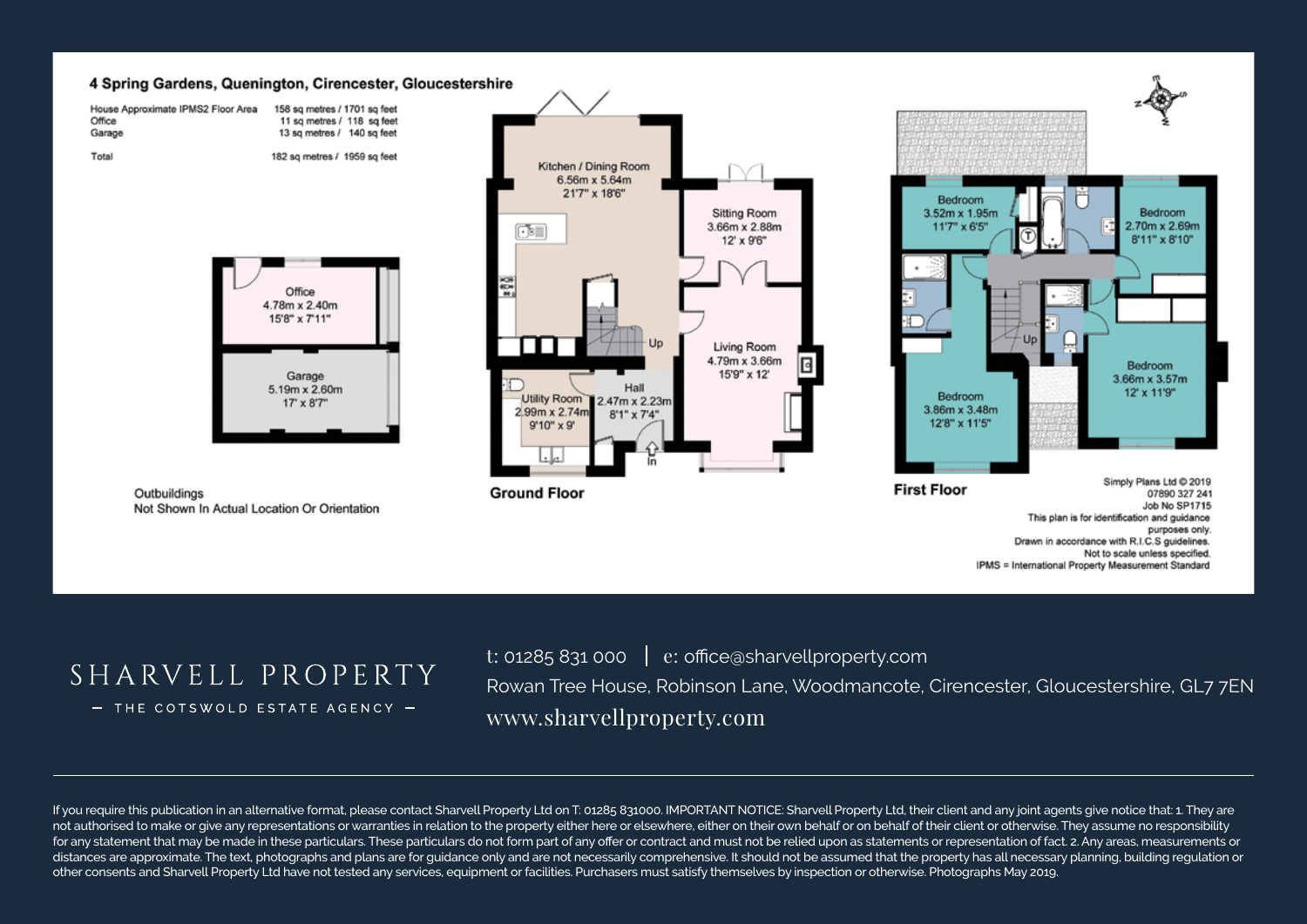# 4 Spring Gardens, Quenington, Cirencester, Gloucestershire

| | |
|---|---|
| House Approximate IPMS2 Floor Area | 158 sq metres / 1701 sq feet |
| Office | 11 sq metres / 118 sq feet |
| Garage | 13 sq metres / 140 sq feet |
| Total | 182 sq metres / 1959 sq feet |

Office
4.78m x 2.40m
15'8" x 7'11"

Garage
5.19m x 2.60m
17' x 8'7"

Outbuildings
Not Shown In Actual Location Or Orientation

Kitchen / Dining Room
6.56m x 5.64m
21'7" x 18'6"

Sitting Room
3.66m x 2.88m
12' x 9'6"

Living Room
4.79m x 3.66m
15'9" x 12'

Utility Room
2.99m x 2.74m
9'10" x 9'

Hall
2.47m x 2.23m
8'1" x 7'4"

Up

In

## Ground Floor

Bedroom
3.52m x 1.95m
11'7" x 6'5"

Bedroom
2.70m x 2.69m
8'11" x 8'10"

Bedroom
3.86m x 3.48m
12'8" x 11'5"

Bedroom
3.66m x 3.57m
12' x 11'9"

Up

## First Floor

Simply Plans Ltd © 2019
07890 327 241
Job No SP1715
This plan is for identification and guidance purposes only.
Drawn in accordance with R.I.C.S guidelines.
Not to scale unless specified.
IPMS = International Property Measurement Standard

SHARVELL PROPERTY
— THE COTSWOLD ESTATE AGENCY —

t: 01285 831 000 | e: office@sharvellproperty.com
Rowan Tree House, Robinson Lane, Woodmancote, Cirencester, Gloucestershire, GL7 7EN
www.sharvellproperty.com

If you require this publication in an alternative format, please contact Sharvell Property Ltd on T: 01285 831000. IMPORTANT NOTICE: Sharvell Property Ltd, their client and any joint agents give notice that: 1. They are not authorised to make or give any representations or warranties in relation to the property either here or elsewhere, either on their own behalf or on behalf of their client or otherwise. They assume no responsibility for any statement that may be made in these particulars. These particulars do not form part of any offer or contract and must not be relied upon as statements or representation of fact. 2. Any areas, measurements or distances are approximate. The text, photographs and plans are for guidance only and are not necessarily comprehensive. It should not be assumed that the property has all necessary planning, building regulation or other consents and Sharvell Property Ltd have not tested any services, equipment or facilities. Purchasers must satisfy themselves by inspection or otherwise. Photographs May 2019.